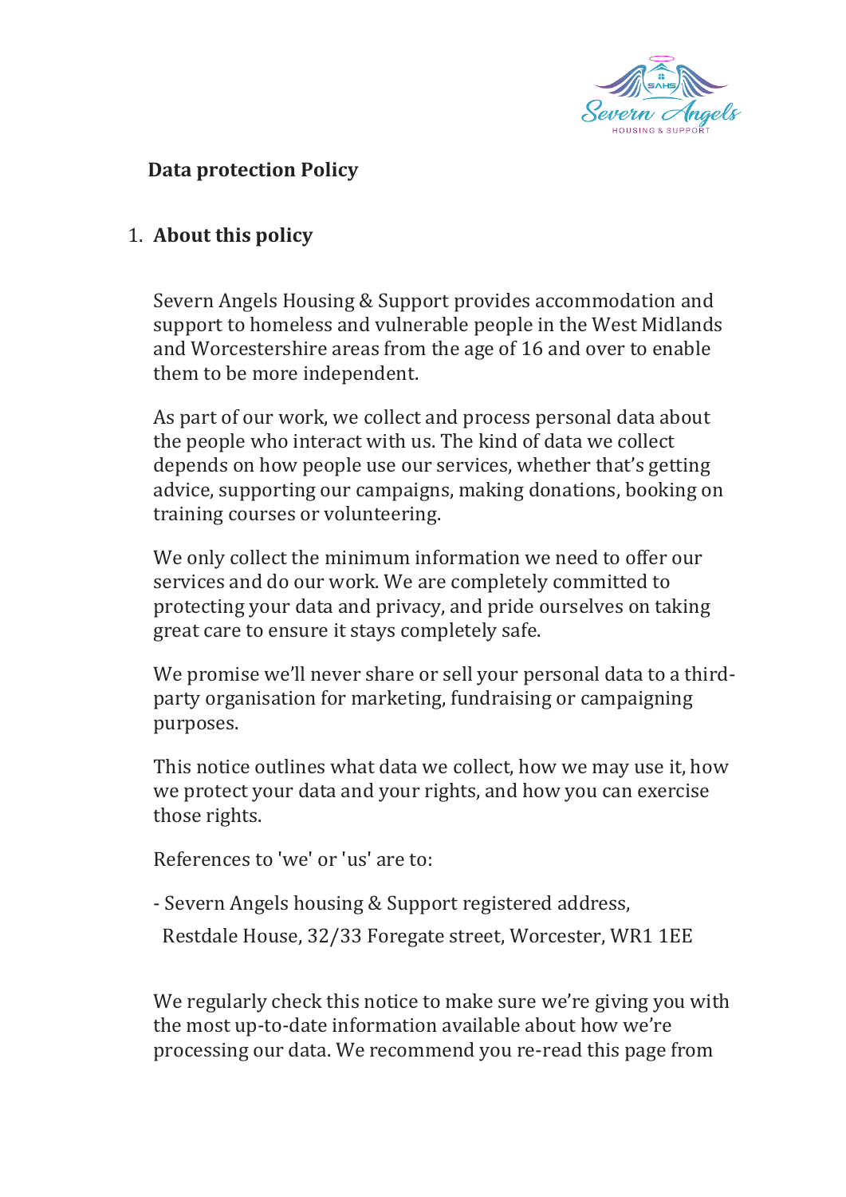# Data protection Policy

## 1. About this policy

Severn Angels Housing & Support provides accommodation and support to homeless and vulnerable people in the West Midlands and Worcestershire areas from the age of 16 and over to enable them to be more independent.

As part of our work, we collect and process personal data about the people who interact with us. The kind of data we collect depends on how people use our services, whether that's getting advice, supporting our campaigns, making donations, booking on training courses or volunteering.

We only collect the minimum information we need to offer our services and do our work. We are completely committed to protecting your data and privacy, and pride ourselves on taking great care to ensure it stays completely safe.

We promise we'll never share or sell your personal data to a third-party organisation for marketing, fundraising or campaigning purposes.

This notice outlines what data we collect, how we may use it, how we protect your data and your rights, and how you can exercise those rights.

References to 'we' or 'us' are to:

- Severn Angels housing & Support registered address,
  Restdale House, 32/33 Foregate street, Worcester, WR1 1EE

We regularly check this notice to make sure we're giving you with the most up-to-date information available about how we're processing our data. We recommend you re-read this page from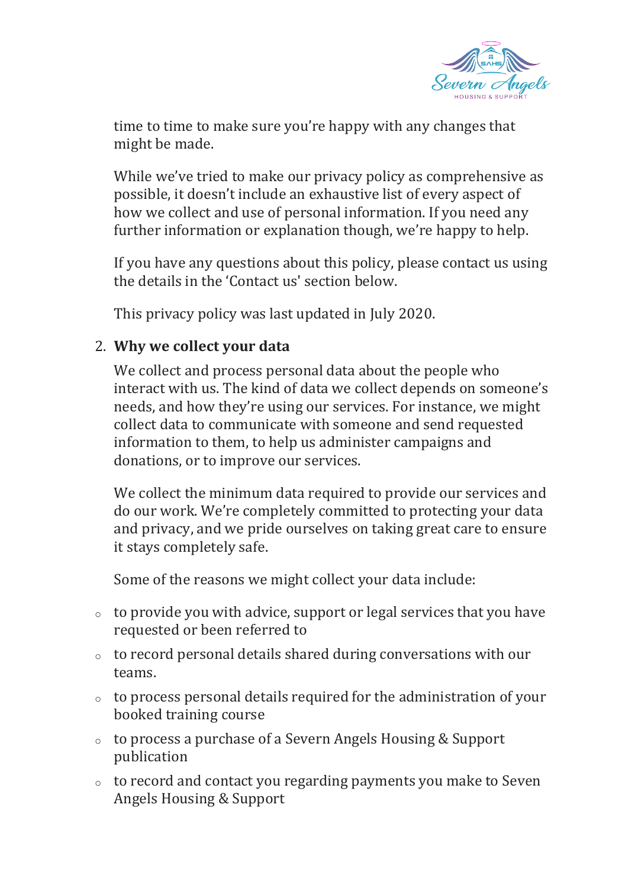time to time to make sure you're happy with any changes that might be made.

While we've tried to make our privacy policy as comprehensive as possible, it doesn't include an exhaustive list of every aspect of how we collect and use of personal information. If you need any further information or explanation though, we're happy to help.

If you have any questions about this policy, please contact us using the details in the 'Contact us' section below.

This privacy policy was last updated in July 2020.

2. **Why we collect your data**

We collect and process personal data about the people who interact with us. The kind of data we collect depends on someone's needs, and how they're using our services. For instance, we might collect data to communicate with someone and send requested information to them, to help us administer campaigns and donations, or to improve our services.

We collect the minimum data required to provide our services and do our work. We're completely committed to protecting your data and privacy, and we pride ourselves on taking great care to ensure it stays completely safe.

Some of the reasons we might collect your data include:

- to provide you with advice, support or legal services that you have requested or been referred to
- to record personal details shared during conversations with our teams.
- to process personal details required for the administration of your booked training course
- to process a purchase of a Severn Angels Housing & Support publication
- to record and contact you regarding payments you make to Seven Angels Housing & Support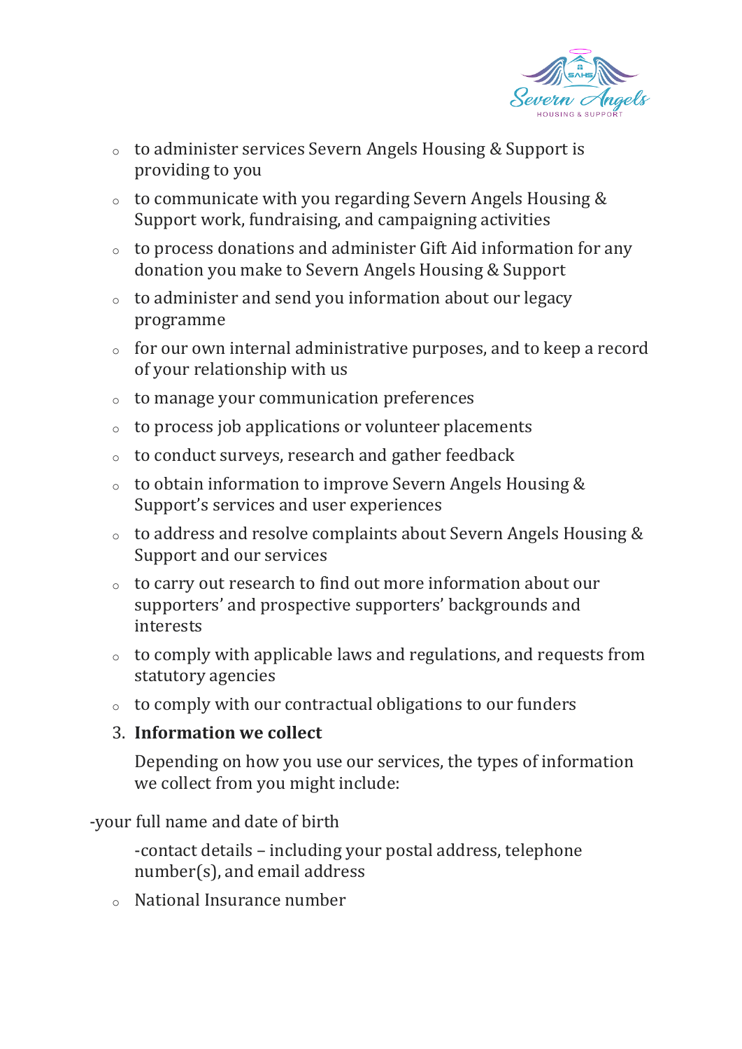- to administer services Severn Angels Housing & Support is providing to you
- to communicate with you regarding Severn Angels Housing & Support work, fundraising, and campaigning activities
- to process donations and administer Gift Aid information for any donation you make to Severn Angels Housing & Support
- to administer and send you information about our legacy programme
- for our own internal administrative purposes, and to keep a record of your relationship with us
- to manage your communication preferences
- to process job applications or volunteer placements
- to conduct surveys, research and gather feedback
- to obtain information to improve Severn Angels Housing & Support's services and user experiences
- to address and resolve complaints about Severn Angels Housing & Support and our services
- to carry out research to find out more information about our supporters' and prospective supporters' backgrounds and interests
- to comply with applicable laws and regulations, and requests from statutory agencies
- to comply with our contractual obligations to our funders

3. **Information we collect**

   Depending on how you use our services, the types of information we collect from you might include:

-your full name and date of birth

-contact details – including your postal address, telephone number(s), and email address

- National Insurance number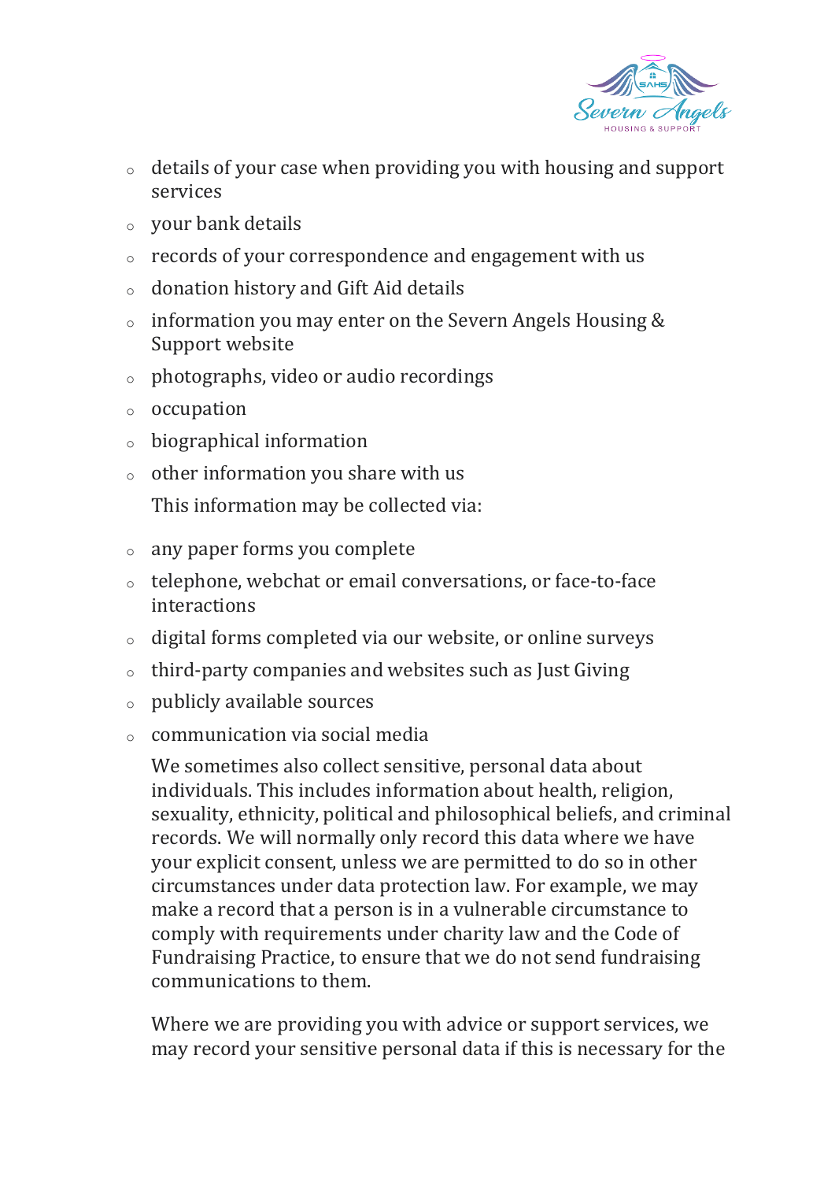- details of your case when providing you with housing and support services
- your bank details
- records of your correspondence and engagement with us
- donation history and Gift Aid details
- information you may enter on the Severn Angels Housing & Support website
- photographs, video or audio recordings
- occupation
- biographical information
- other information you share with us

  This information may be collected via:

- any paper forms you complete
- telephone, webchat or email conversations, or face-to-face interactions
- digital forms completed via our website, or online surveys
- third-party companies and websites such as Just Giving
- publicly available sources
- communication via social media

We sometimes also collect sensitive, personal data about individuals. This includes information about health, religion, sexuality, ethnicity, political and philosophical beliefs, and criminal records. We will normally only record this data where we have your explicit consent, unless we are permitted to do so in other circumstances under data protection law. For example, we may make a record that a person is in a vulnerable circumstance to comply with requirements under charity law and the Code of Fundraising Practice, to ensure that we do not send fundraising communications to them.

Where we are providing you with advice or support services, we may record your sensitive personal data if this is necessary for the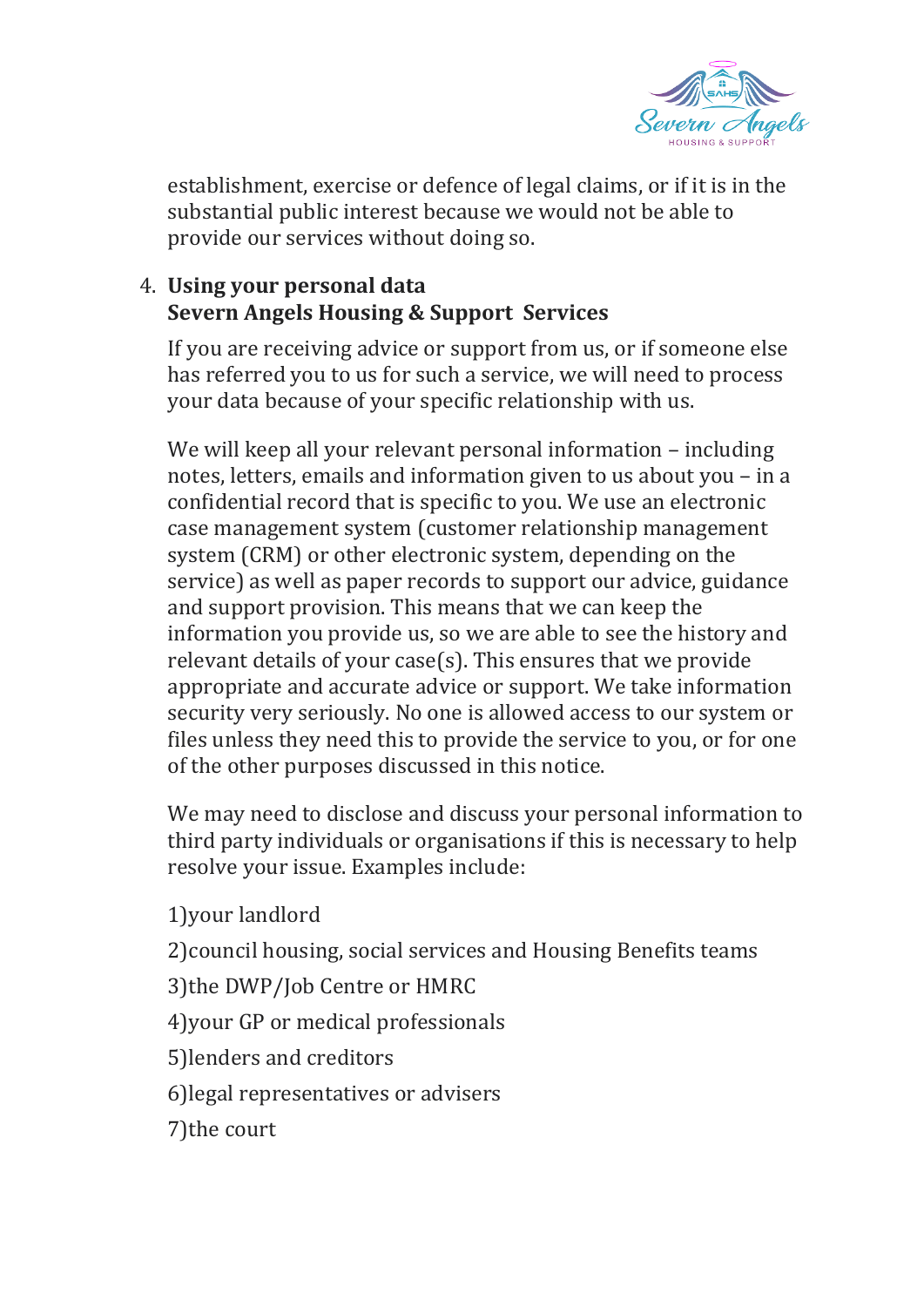establishment, exercise or defence of legal claims, or if it is in the substantial public interest because we would not be able to provide our services without doing so.

4. **Using your personal data**
   **Severn Angels Housing & Support Services**

If you are receiving advice or support from us, or if someone else has referred you to us for such a service, we will need to process your data because of your specific relationship with us.

We will keep all your relevant personal information – including notes, letters, emails and information given to us about you – in a confidential record that is specific to you. We use an electronic case management system (customer relationship management system (CRM) or other electronic system, depending on the service) as well as paper records to support our advice, guidance and support provision. This means that we can keep the information you provide us, so we are able to see the history and relevant details of your case(s). This ensures that we provide appropriate and accurate advice or support. We take information security very seriously. No one is allowed access to our system or files unless they need this to provide the service to you, or for one of the other purposes discussed in this notice.

We may need to disclose and discuss your personal information to third party individuals or organisations if this is necessary to help resolve your issue. Examples include:

1)your landlord

2)council housing, social services and Housing Benefits teams

3)the DWP/Job Centre or HMRC

4)your GP or medical professionals

5)lenders and creditors

6)legal representatives or advisers

7)the court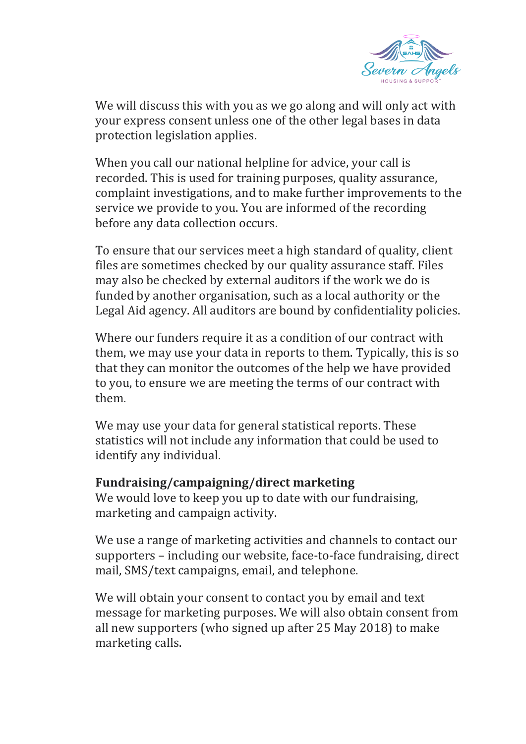We will discuss this with you as we go along and will only act with your express consent unless one of the other legal bases in data protection legislation applies.

When you call our national helpline for advice, your call is recorded. This is used for training purposes, quality assurance, complaint investigations, and to make further improvements to the service we provide to you. You are informed of the recording before any data collection occurs.

To ensure that our services meet a high standard of quality, client files are sometimes checked by our quality assurance staff. Files may also be checked by external auditors if the work we do is funded by another organisation, such as a local authority or the Legal Aid agency. All auditors are bound by confidentiality policies.

Where our funders require it as a condition of our contract with them, we may use your data in reports to them. Typically, this is so that they can monitor the outcomes of the help we have provided to you, to ensure we are meeting the terms of our contract with them.

We may use your data for general statistical reports. These statistics will not include any information that could be used to identify any individual.

**Fundraising/campaigning/direct marketing**

We would love to keep you up to date with our fundraising, marketing and campaign activity.

We use a range of marketing activities and channels to contact our supporters – including our website, face-to-face fundraising, direct mail, SMS/text campaigns, email, and telephone.

We will obtain your consent to contact you by email and text message for marketing purposes. We will also obtain consent from all new supporters (who signed up after 25 May 2018) to make marketing calls.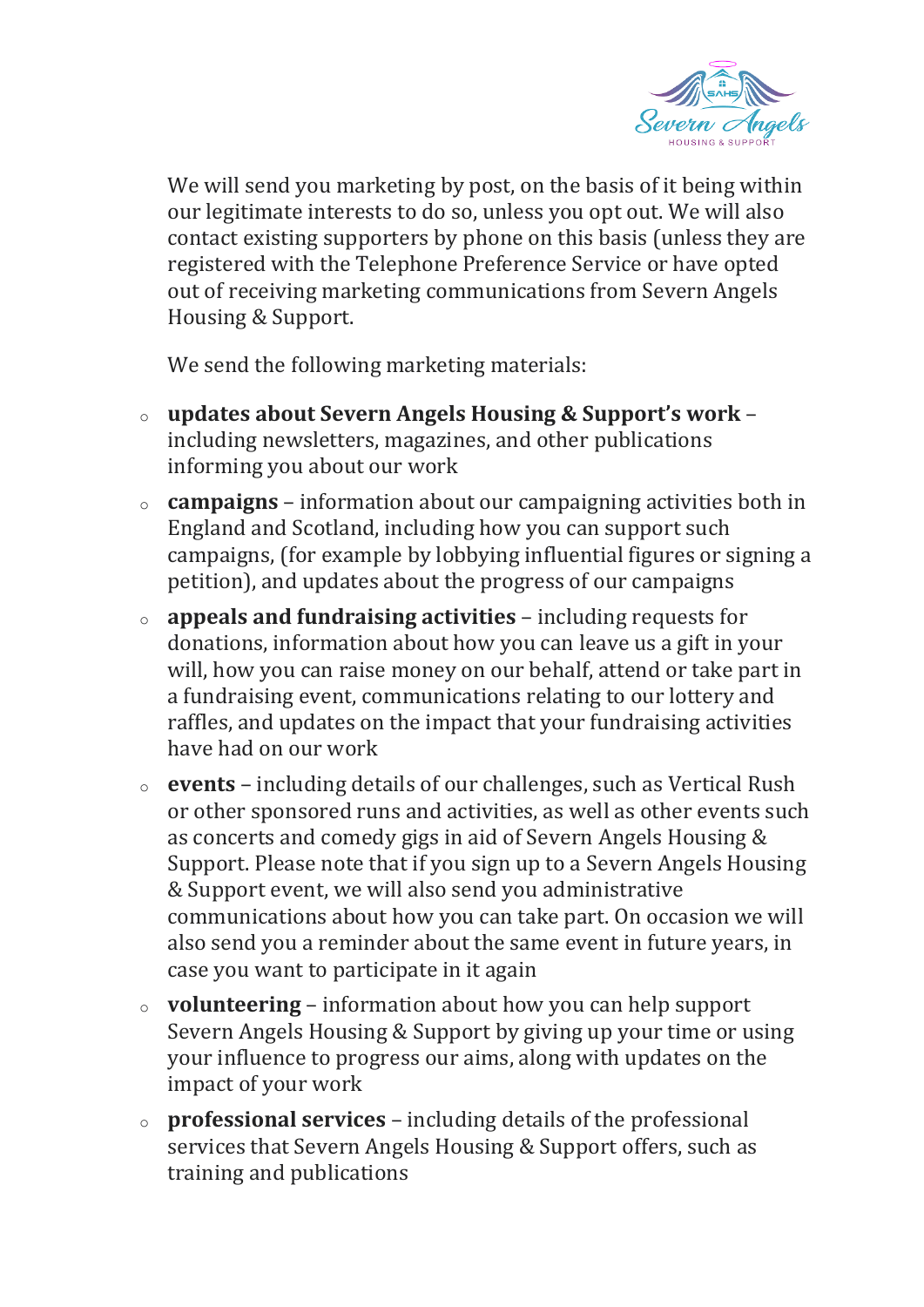We will send you marketing by post, on the basis of it being within our legitimate interests to do so, unless you opt out. We will also contact existing supporters by phone on this basis (unless they are registered with the Telephone Preference Service or have opted out of receiving marketing communications from Severn Angels Housing & Support.

We send the following marketing materials:

- **updates about Severn Angels Housing & Support's work** – including newsletters, magazines, and other publications informing you about our work
- **campaigns** – information about our campaigning activities both in England and Scotland, including how you can support such campaigns, (for example by lobbying influential figures or signing a petition), and updates about the progress of our campaigns
- **appeals and fundraising activities** – including requests for donations, information about how you can leave us a gift in your will, how you can raise money on our behalf, attend or take part in a fundraising event, communications relating to our lottery and raffles, and updates on the impact that your fundraising activities have had on our work
- **events** – including details of our challenges, such as Vertical Rush or other sponsored runs and activities, as well as other events such as concerts and comedy gigs in aid of Severn Angels Housing & Support. Please note that if you sign up to a Severn Angels Housing & Support event, we will also send you administrative communications about how you can take part. On occasion we will also send you a reminder about the same event in future years, in case you want to participate in it again
- **volunteering** – information about how you can help support Severn Angels Housing & Support by giving up your time or using your influence to progress our aims, along with updates on the impact of your work
- **professional services** – including details of the professional services that Severn Angels Housing & Support offers, such as training and publications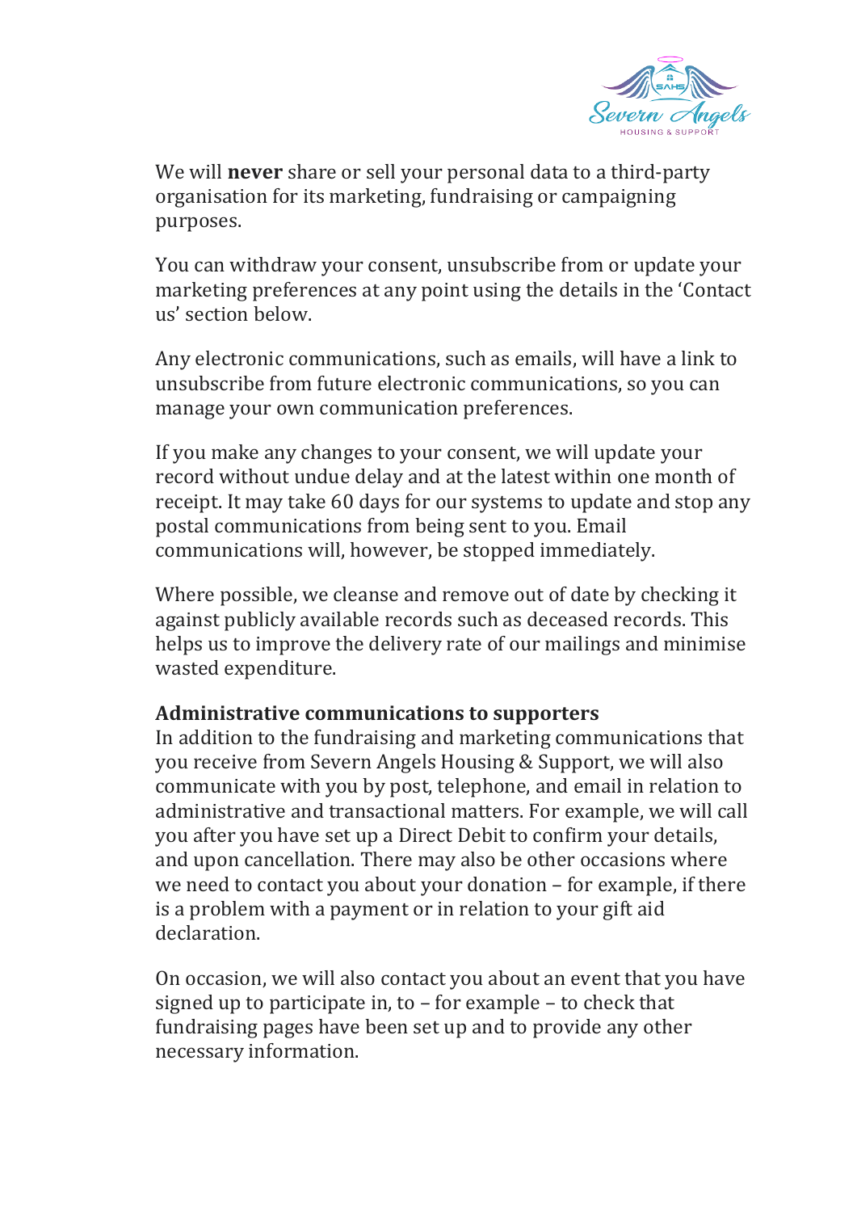We will **never** share or sell your personal data to a third-party organisation for its marketing, fundraising or campaigning purposes.

You can withdraw your consent, unsubscribe from or update your marketing preferences at any point using the details in the 'Contact us' section below.

Any electronic communications, such as emails, will have a link to unsubscribe from future electronic communications, so you can manage your own communication preferences.

If you make any changes to your consent, we will update your record without undue delay and at the latest within one month of receipt. It may take 60 days for our systems to update and stop any postal communications from being sent to you. Email communications will, however, be stopped immediately.

Where possible, we cleanse and remove out of date by checking it against publicly available records such as deceased records. This helps us to improve the delivery rate of our mailings and minimise wasted expenditure.

**Administrative communications to supporters**

In addition to the fundraising and marketing communications that you receive from Severn Angels Housing & Support, we will also communicate with you by post, telephone, and email in relation to administrative and transactional matters. For example, we will call you after you have set up a Direct Debit to confirm your details, and upon cancellation. There may also be other occasions where we need to contact you about your donation – for example, if there is a problem with a payment or in relation to your gift aid declaration.

On occasion, we will also contact you about an event that you have signed up to participate in, to – for example – to check that fundraising pages have been set up and to provide any other necessary information.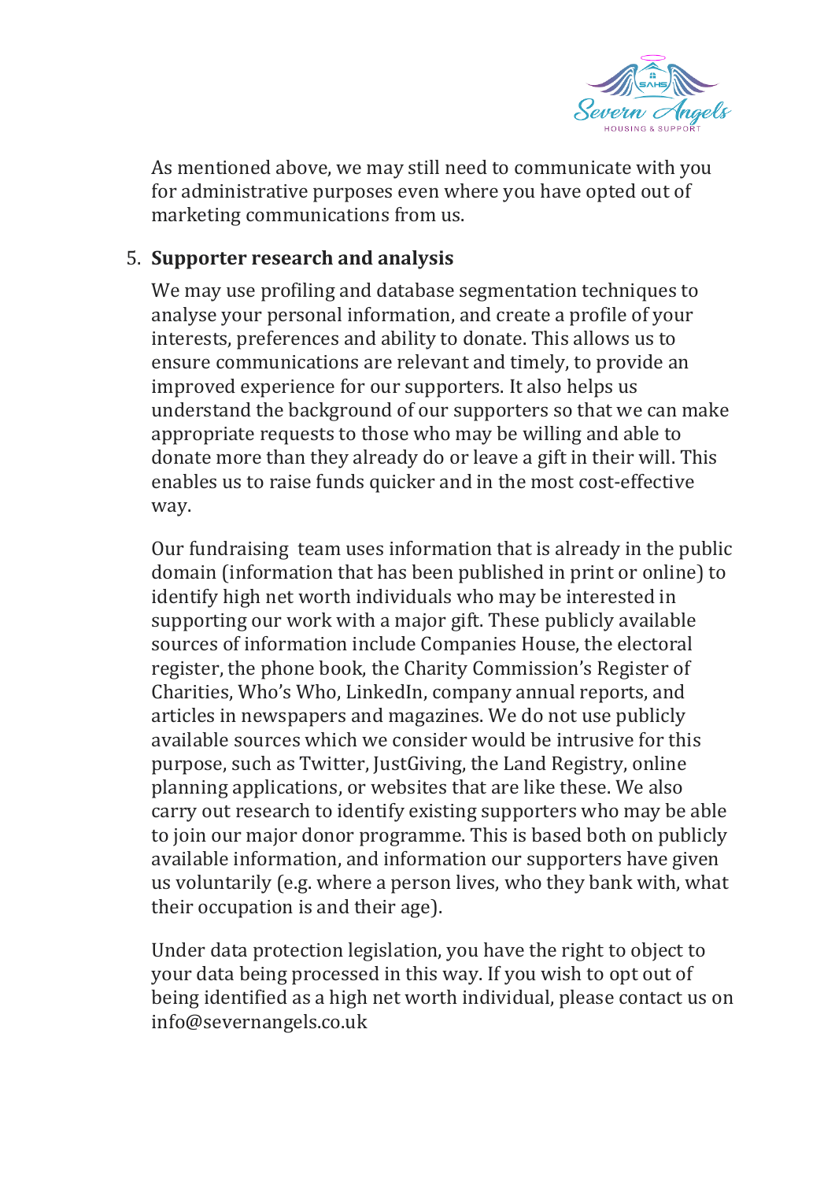As mentioned above, we may still need to communicate with you for administrative purposes even where you have opted out of marketing communications from us.

5. **Supporter research and analysis**

   We may use profiling and database segmentation techniques to analyse your personal information, and create a profile of your interests, preferences and ability to donate. This allows us to ensure communications are relevant and timely, to provide an improved experience for our supporters. It also helps us understand the background of our supporters so that we can make appropriate requests to those who may be willing and able to donate more than they already do or leave a gift in their will. This enables us to raise funds quicker and in the most cost-effective way.

   Our fundraising team uses information that is already in the public domain (information that has been published in print or online) to identify high net worth individuals who may be interested in supporting our work with a major gift. These publicly available sources of information include Companies House, the electoral register, the phone book, the Charity Commission's Register of Charities, Who's Who, LinkedIn, company annual reports, and articles in newspapers and magazines. We do not use publicly available sources which we consider would be intrusive for this purpose, such as Twitter, JustGiving, the Land Registry, online planning applications, or websites that are like these. We also carry out research to identify existing supporters who may be able to join our major donor programme. This is based both on publicly available information, and information our supporters have given us voluntarily (e.g. where a person lives, who they bank with, what their occupation is and their age).

   Under data protection legislation, you have the right to object to your data being processed in this way. If you wish to opt out of being identified as a high net worth individual, please contact us on info@severnangels.co.uk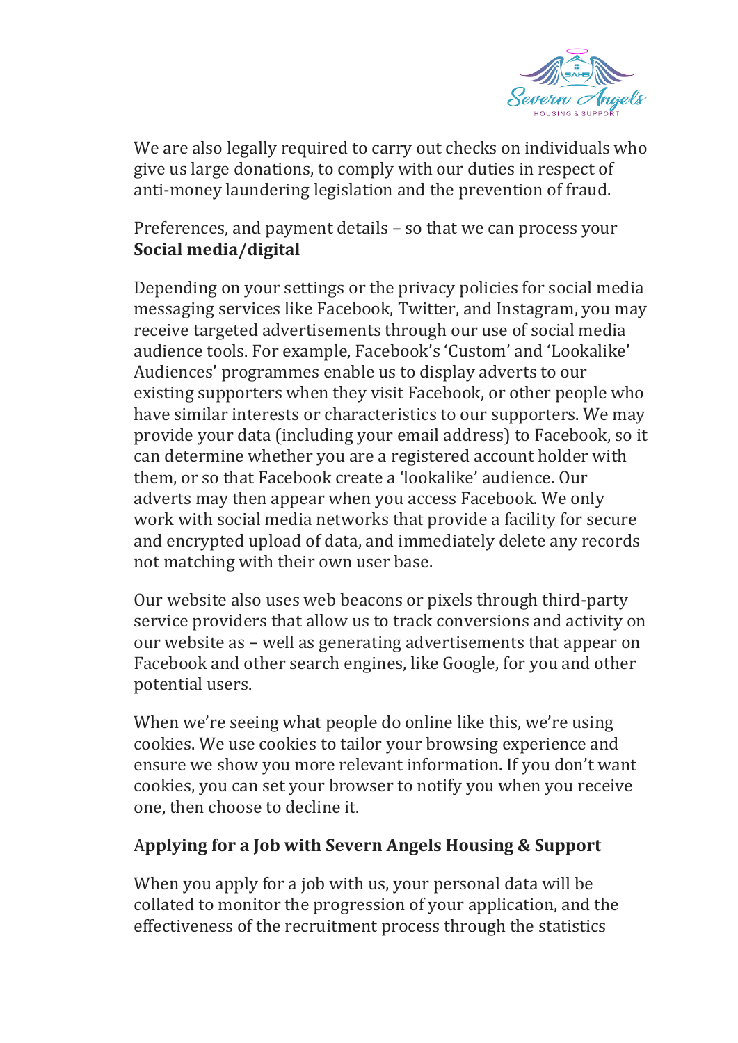We are also legally required to carry out checks on individuals who give us large donations, to comply with our duties in respect of anti-money laundering legislation and the prevention of fraud.

Preferences, and payment details – so that we can process your

**Social media/digital**

Depending on your settings or the privacy policies for social media messaging services like Facebook, Twitter, and Instagram, you may receive targeted advertisements through our use of social media audience tools. For example, Facebook's 'Custom' and 'Lookalike' Audiences' programmes enable us to display adverts to our existing supporters when they visit Facebook, or other people who have similar interests or characteristics to our supporters. We may provide your data (including your email address) to Facebook, so it can determine whether you are a registered account holder with them, or so that Facebook create a 'lookalike' audience. Our adverts may then appear when you access Facebook. We only work with social media networks that provide a facility for secure and encrypted upload of data, and immediately delete any records not matching with their own user base.

Our website also uses web beacons or pixels through third-party service providers that allow us to track conversions and activity on our website as – well as generating advertisements that appear on Facebook and other search engines, like Google, for you and other potential users.

When we're seeing what people do online like this, we're using cookies. We use cookies to tailor your browsing experience and ensure we show you more relevant information. If you don't want cookies, you can set your browser to notify you when you receive one, then choose to decline it.

## Applying for a Job with Severn Angels Housing & Support

When you apply for a job with us, your personal data will be collated to monitor the progression of your application, and the effectiveness of the recruitment process through the statistics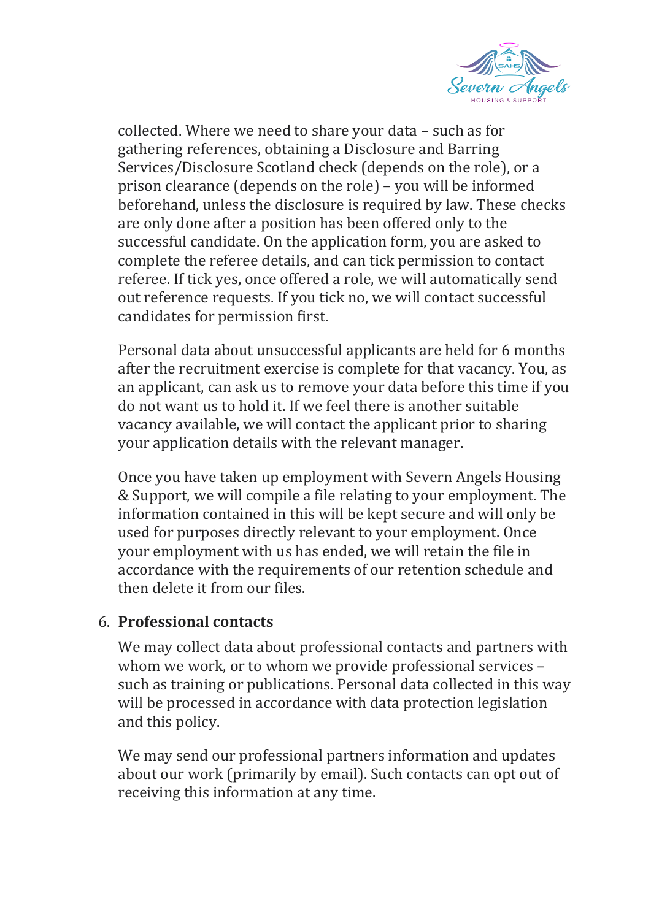collected. Where we need to share your data – such as for gathering references, obtaining a Disclosure and Barring Services/Disclosure Scotland check (depends on the role), or a prison clearance (depends on the role) – you will be informed beforehand, unless the disclosure is required by law. These checks are only done after a position has been offered only to the successful candidate. On the application form, you are asked to complete the referee details, and can tick permission to contact referee. If tick yes, once offered a role, we will automatically send out reference requests. If you tick no, we will contact successful candidates for permission first.

Personal data about unsuccessful applicants are held for 6 months after the recruitment exercise is complete for that vacancy. You, as an applicant, can ask us to remove your data before this time if you do not want us to hold it. If we feel there is another suitable vacancy available, we will contact the applicant prior to sharing your application details with the relevant manager.

Once you have taken up employment with Severn Angels Housing & Support, we will compile a file relating to your employment. The information contained in this will be kept secure and will only be used for purposes directly relevant to your employment. Once your employment with us has ended, we will retain the file in accordance with the requirements of our retention schedule and then delete it from our files.

6. **Professional contacts**

   We may collect data about professional contacts and partners with whom we work, or to whom we provide professional services – such as training or publications. Personal data collected in this way will be processed in accordance with data protection legislation and this policy.

   We may send our professional partners information and updates about our work (primarily by email). Such contacts can opt out of receiving this information at any time.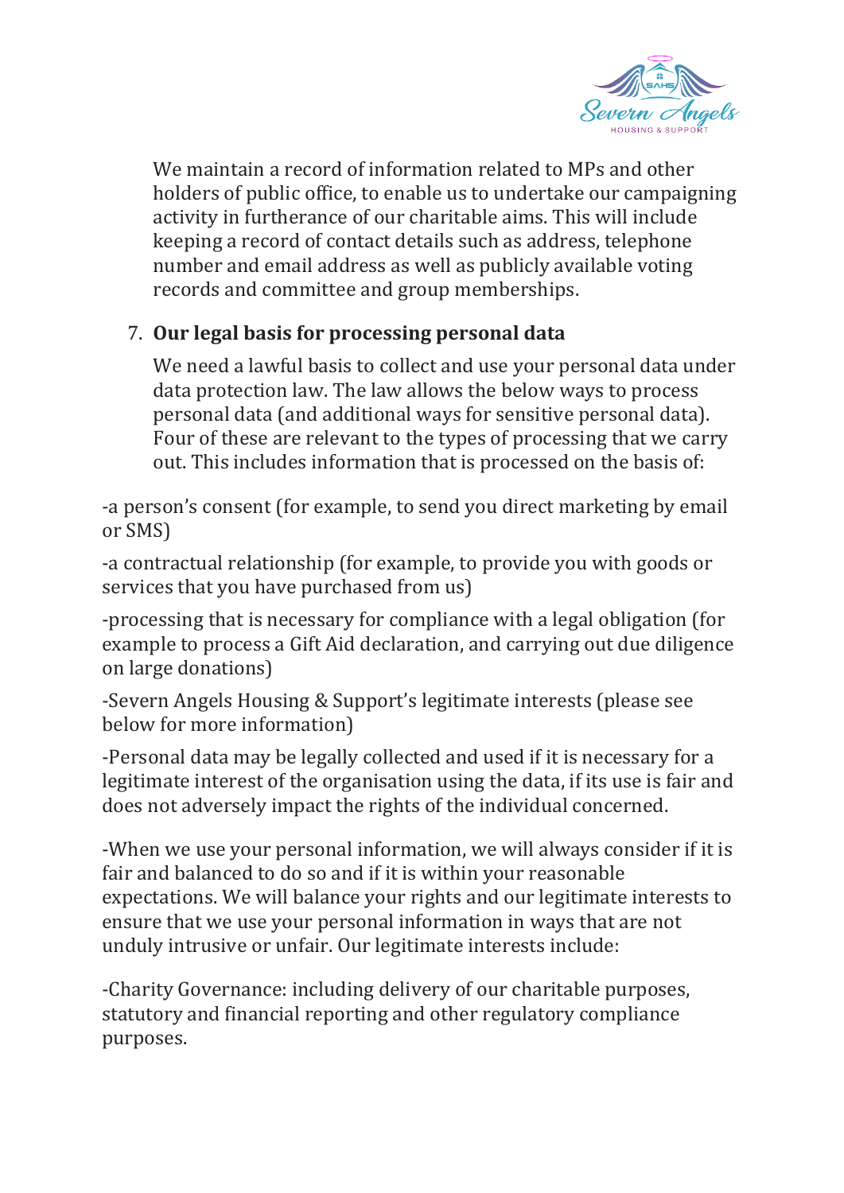We maintain a record of information related to MPs and other holders of public office, to enable us to undertake our campaigning activity in furtherance of our charitable aims. This will include keeping a record of contact details such as address, telephone number and email address as well as publicly available voting records and committee and group memberships.

7. **Our legal basis for processing personal data**

   We need a lawful basis to collect and use your personal data under data protection law. The law allows the below ways to process personal data (and additional ways for sensitive personal data). Four of these are relevant to the types of processing that we carry out. This includes information that is processed on the basis of:

-a person's consent (for example, to send you direct marketing by email or SMS)

-a contractual relationship (for example, to provide you with goods or services that you have purchased from us)

-processing that is necessary for compliance with a legal obligation (for example to process a Gift Aid declaration, and carrying out due diligence on large donations)

-Severn Angels Housing & Support's legitimate interests (please see below for more information)

-Personal data may be legally collected and used if it is necessary for a legitimate interest of the organisation using the data, if its use is fair and does not adversely impact the rights of the individual concerned.

-When we use your personal information, we will always consider if it is fair and balanced to do so and if it is within your reasonable expectations. We will balance your rights and our legitimate interests to ensure that we use your personal information in ways that are not unduly intrusive or unfair. Our legitimate interests include:

-Charity Governance: including delivery of our charitable purposes, statutory and financial reporting and other regulatory compliance purposes.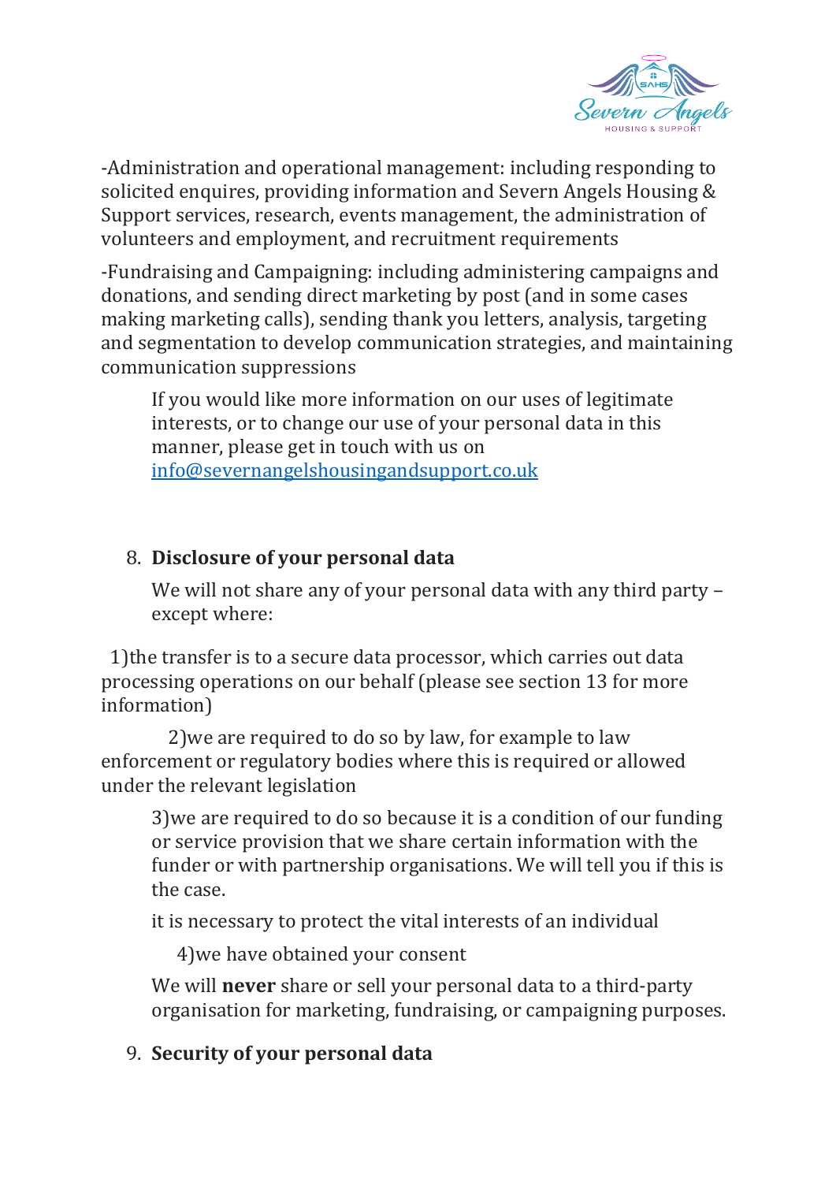-Administration and operational management: including responding to solicited enquires, providing information and Severn Angels Housing & Support services, research, events management, the administration of volunteers and employment, and recruitment requirements

-Fundraising and Campaigning: including administering campaigns and donations, and sending direct marketing by post (and in some cases making marketing calls), sending thank you letters, analysis, targeting and segmentation to develop communication strategies, and maintaining communication suppressions

If you would like more information on our uses of legitimate interests, or to change our use of your personal data in this manner, please get in touch with us on info@severnangelshousingandsupport.co.uk

## 8. Disclosure of your personal data

We will not share any of your personal data with any third party – except where:

1)the transfer is to a secure data processor, which carries out data processing operations on our behalf (please see section 13 for more information)

2)we are required to do so by law, for example to law enforcement or regulatory bodies where this is required or allowed under the relevant legislation

3)we are required to do so because it is a condition of our funding or service provision that we share certain information with the funder or with partnership organisations. We will tell you if this is the case.

it is necessary to protect the vital interests of an individual

4)we have obtained your consent

We will **never** share or sell your personal data to a third-party organisation for marketing, fundraising, or campaigning purposes.

## 9. Security of your personal data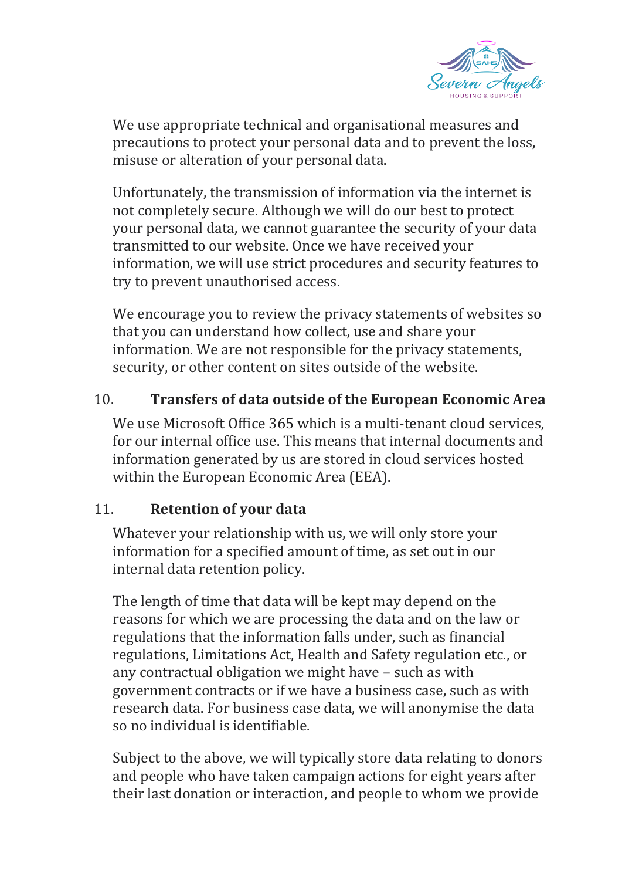We use appropriate technical and organisational measures and precautions to protect your personal data and to prevent the loss, misuse or alteration of your personal data.

Unfortunately, the transmission of information via the internet is not completely secure. Although we will do our best to protect your personal data, we cannot guarantee the security of your data transmitted to our website. Once we have received your information, we will use strict procedures and security features to try to prevent unauthorised access.

We encourage you to review the privacy statements of websites so that you can understand how collect, use and share your information. We are not responsible for the privacy statements, security, or other content on sites outside of the website.

## 10. Transfers of data outside of the European Economic Area

We use Microsoft Office 365 which is a multi-tenant cloud services, for our internal office use. This means that internal documents and information generated by us are stored in cloud services hosted within the European Economic Area (EEA).

## 11. Retention of your data

Whatever your relationship with us, we will only store your information for a specified amount of time, as set out in our internal data retention policy.

The length of time that data will be kept may depend on the reasons for which we are processing the data and on the law or regulations that the information falls under, such as financial regulations, Limitations Act, Health and Safety regulation etc., or any contractual obligation we might have – such as with government contracts or if we have a business case, such as with research data. For business case data, we will anonymise the data so no individual is identifiable.

Subject to the above, we will typically store data relating to donors and people who have taken campaign actions for eight years after their last donation or interaction, and people to whom we provide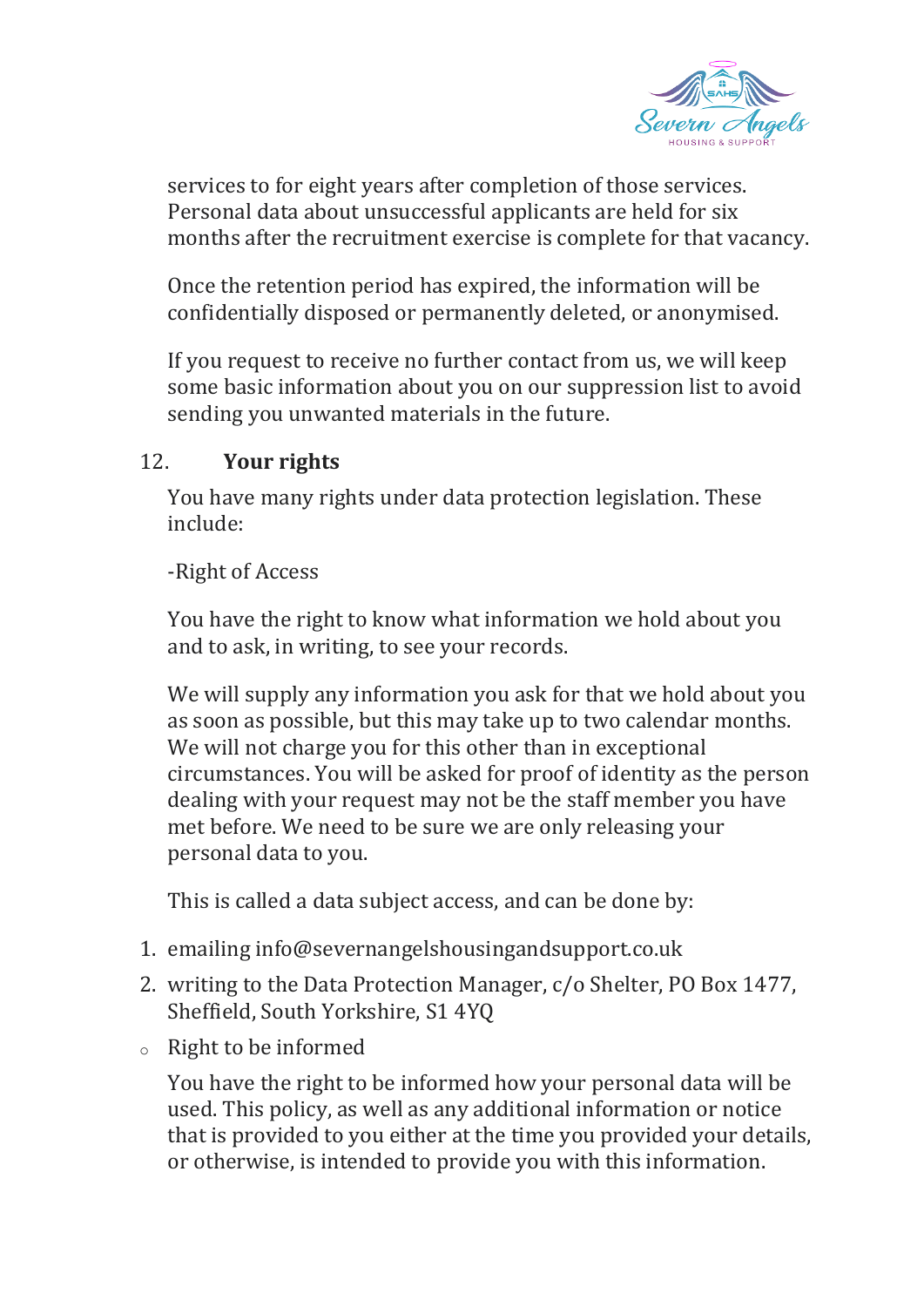services to for eight years after completion of those services. Personal data about unsuccessful applicants are held for six months after the recruitment exercise is complete for that vacancy.

Once the retention period has expired, the information will be confidentially disposed or permanently deleted, or anonymised.

If you request to receive no further contact from us, we will keep some basic information about you on our suppression list to avoid sending you unwanted materials in the future.

## 12. Your rights

You have many rights under data protection legislation. These include:

-Right of Access

You have the right to know what information we hold about you and to ask, in writing, to see your records.

We will supply any information you ask for that we hold about you as soon as possible, but this may take up to two calendar months. We will not charge you for this other than in exceptional circumstances. You will be asked for proof of identity as the person dealing with your request may not be the staff member you have met before. We need to be sure we are only releasing your personal data to you.

This is called a data subject access, and can be done by:

1. emailing info@severnangelshousingandsupport.co.uk
2. writing to the Data Protection Manager, c/o Shelter, PO Box 1477, Sheffield, South Yorkshire, S1 4YQ

- Right to be informed

You have the right to be informed how your personal data will be used. This policy, as well as any additional information or notice that is provided to you either at the time you provided your details, or otherwise, is intended to provide you with this information.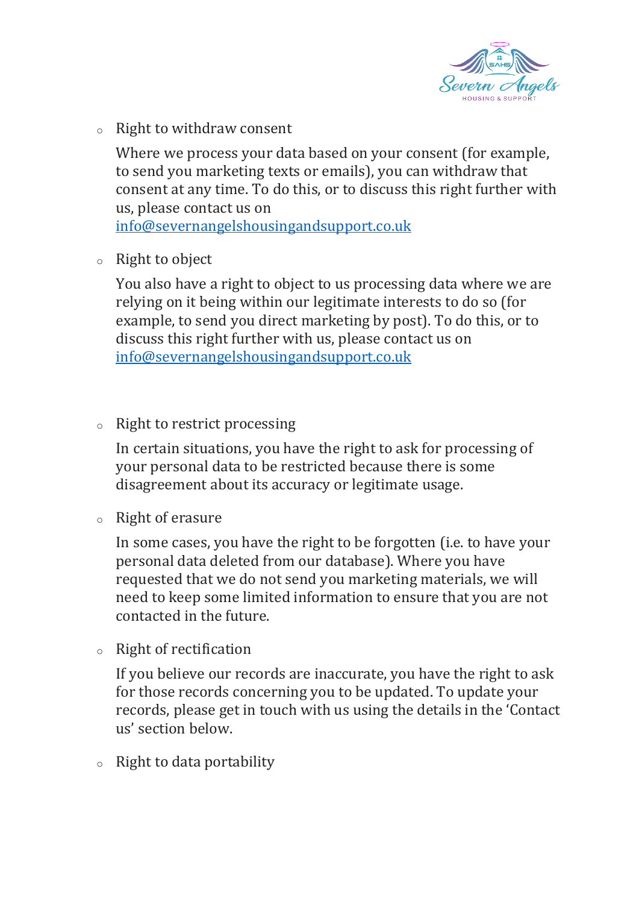- Right to withdraw consent

  Where we process your data based on your consent (for example, to send you marketing texts or emails), you can withdraw that consent at any time. To do this, or to discuss this right further with us, please contact us on [info@severnangelshousingandsupport.co.uk](mailto:info@severnangelshousingandsupport.co.uk)

- Right to object

  You also have a right to object to us processing data where we are relying on it being within our legitimate interests to do so (for example, to send you direct marketing by post). To do this, or to discuss this right further with us, please contact us on [info@severnangelshousingandsupport.co.uk](mailto:info@severnangelshousingandsupport.co.uk)

- Right to restrict processing

  In certain situations, you have the right to ask for processing of your personal data to be restricted because there is some disagreement about its accuracy or legitimate usage.

- Right of erasure

  In some cases, you have the right to be forgotten (i.e. to have your personal data deleted from our database). Where you have requested that we do not send you marketing materials, we will need to keep some limited information to ensure that you are not contacted in the future.

- Right of rectification

  If you believe our records are inaccurate, you have the right to ask for those records concerning you to be updated. To update your records, please get in touch with us using the details in the 'Contact us' section below.

- Right to data portability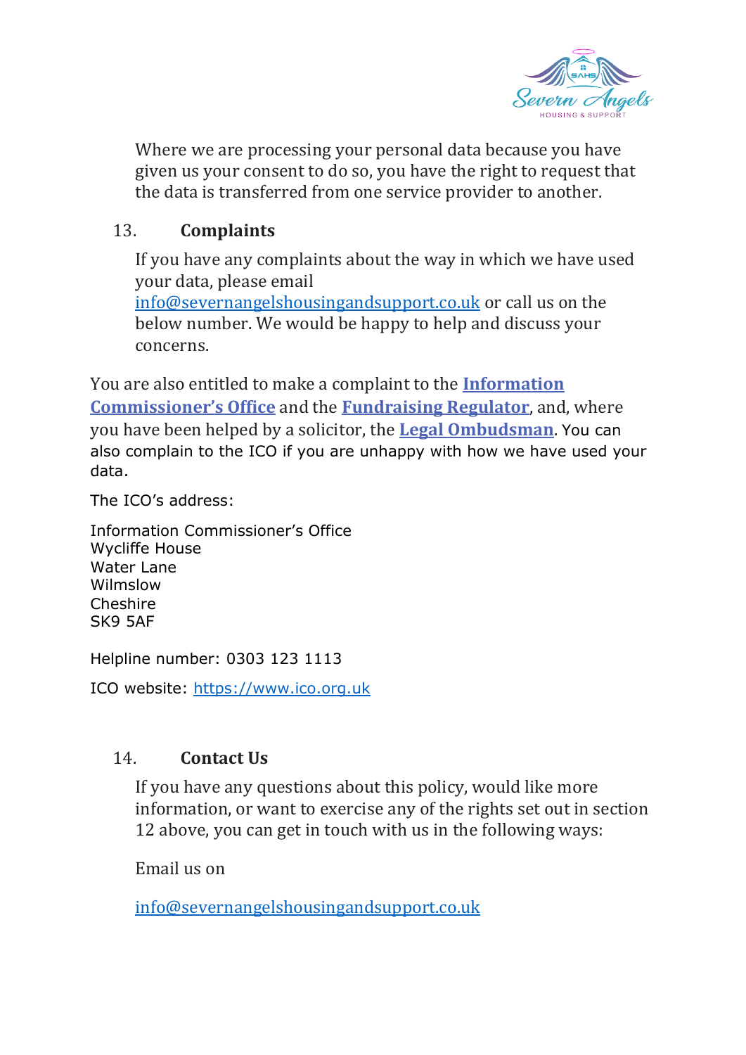Where we are processing your personal data because you have given us your consent to do so, you have the right to request that the data is transferred from one service provider to another.

## 13. Complaints

If you have any complaints about the way in which we have used your data, please email info@severnangelshousingandsupport.co.uk or call us on the below number. We would be happy to help and discuss your concerns.

You are also entitled to make a complaint to the **Information Commissioner's Office** and the **Fundraising Regulator**, and, where you have been helped by a solicitor, the **Legal Ombudsman**. You can also complain to the ICO if you are unhappy with how we have used your data.

The ICO's address:

Information Commissioner's Office
Wycliffe House
Water Lane
Wilmslow
Cheshire
SK9 5AF

Helpline number: 0303 123 1113

ICO website: https://www.ico.org.uk

## 14. Contact Us

If you have any questions about this policy, would like more information, or want to exercise any of the rights set out in section 12 above, you can get in touch with us in the following ways:

Email us on

info@severnangelshousingandsupport.co.uk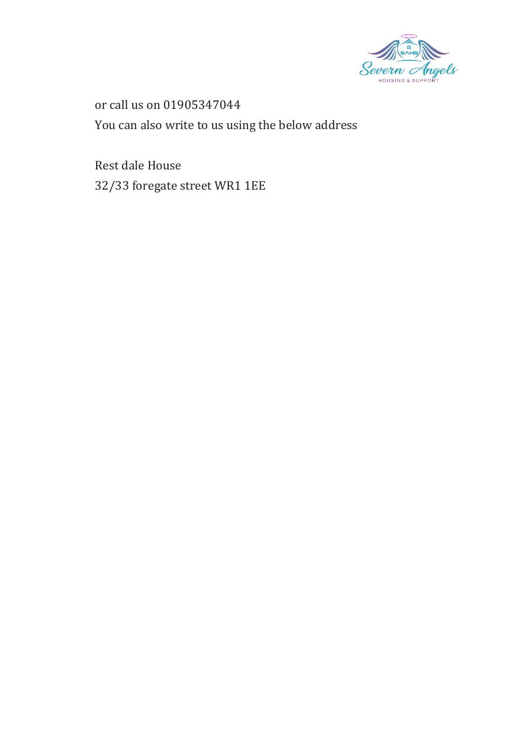or call us on 01905347044

You can also write to us using the below address

Rest dale House

32/33 foregate street WR1 1EE